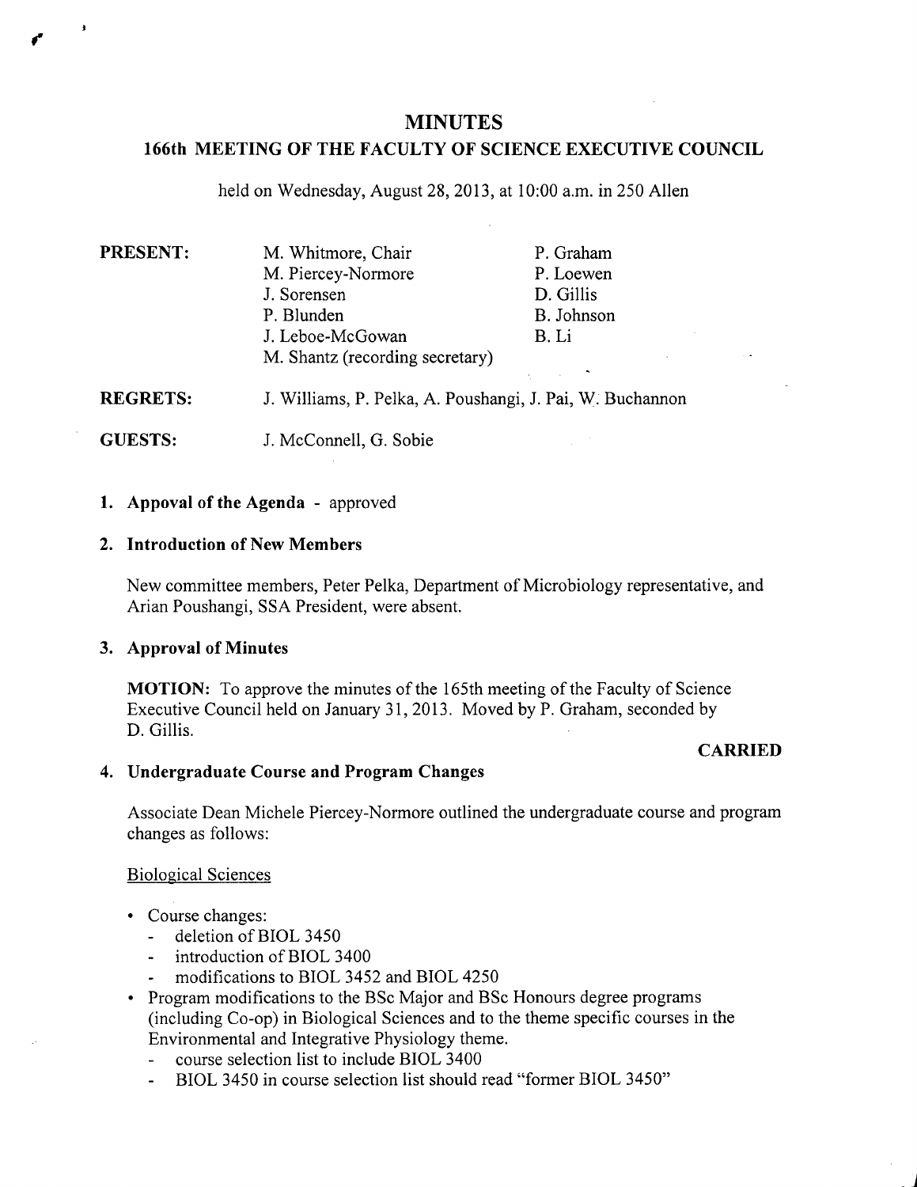# MINUTES

## 166th MEETING OF THE FACULTY OF SCIENCE EXECUTIVE COUNCIL

held on Wednesday, August 28, 2013, at 10:00 a.m. in 250 Allen

| | | |
|---|---|---|
| **PRESENT:** | M. Whitmore, Chair | P. Graham |
| | M. Piercey-Normore | P. Loewen |
| | J. Sorensen | D. Gillis |
| | P. Blunden | B. Johnson |
| | J. Leboe-McGowan | B. Li |
| | M. Shantz (recording secretary) | |

**REGRETS:** J. Williams, P. Pelka, A. Poushangi, J. Pai, W. Buchannon

**GUESTS:** J. McConnell, G. Sobie

**1. Appoval of the Agenda** - approved

**2. Introduction of New Members**

New committee members, Peter Pelka, Department of Microbiology representative, and Arian Poushangi, SSA President, were absent.

**3. Approval of Minutes**

**MOTION:** To approve the minutes of the 165th meeting of the Faculty of Science Executive Council held on January 31, 2013. Moved by P. Graham, seconded by D. Gillis.

**CARRIED**

**4. Undergraduate Course and Program Changes**

Associate Dean Michele Piercey-Normore outlined the undergraduate course and program changes as follows:

Biological Sciences

- Course changes:
  - deletion of BIOL 3450
  - introduction of BIOL 3400
  - modifications to BIOL 3452 and BIOL 4250
- Program modifications to the BSc Major and BSc Honours degree programs (including Co-op) in Biological Sciences and to the theme specific courses in the Environmental and Integrative Physiology theme.
  - course selection list to include BIOL 3400
  - BIOL 3450 in course selection list should read "former BIOL 3450"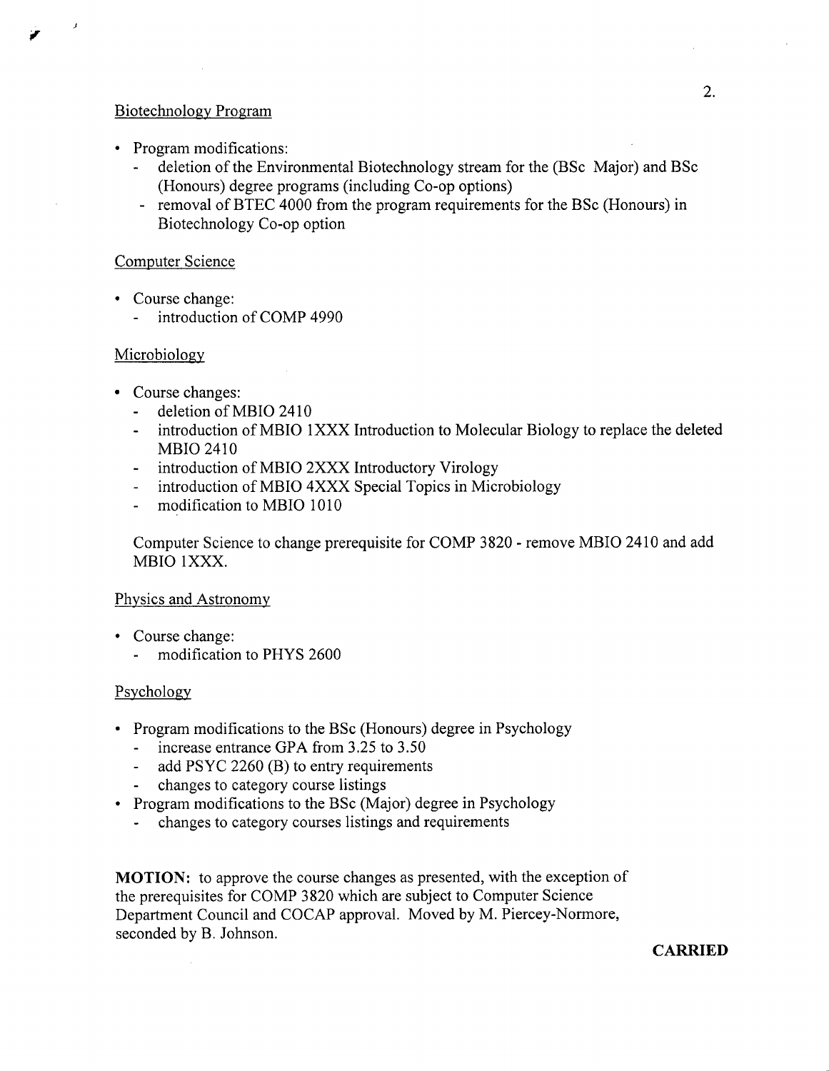Biotechnology Program

- Program modifications:
  - deletion of the Environmental Biotechnology stream for the (BSc Major) and BSc (Honours) degree programs (including Co-op options)
  - removal of BTEC 4000 from the program requirements for the BSc (Honours) in Biotechnology Co-op option

Computer Science

- Course change:
  - introduction of COMP 4990

Microbiology

- Course changes:
  - deletion of MBIO 2410
  - introduction of MBIO 1XXX Introduction to Molecular Biology to replace the deleted MBIO 2410
  - introduction of MBIO 2XXX Introductory Virology
  - introduction of MBIO 4XXX Special Topics in Microbiology
  - modification to MBIO 1010

Computer Science to change prerequisite for COMP 3820 - remove MBIO 2410 and add MBIO 1XXX.

Physics and Astronomy

- Course change:
  - modification to PHYS 2600

Psychology

- Program modifications to the BSc (Honours) degree in Psychology
  - increase entrance GPA from 3.25 to 3.50
  - add PSYC 2260 (B) to entry requirements
  - changes to category course listings
- Program modifications to the BSc (Major) degree in Psychology
  - changes to category courses listings and requirements

**MOTION:** to approve the course changes as presented, with the exception of the prerequisites for COMP 3820 which are subject to Computer Science Department Council and COCAP approval. Moved by M. Piercey-Normore, seconded by B. Johnson.

**CARRIED**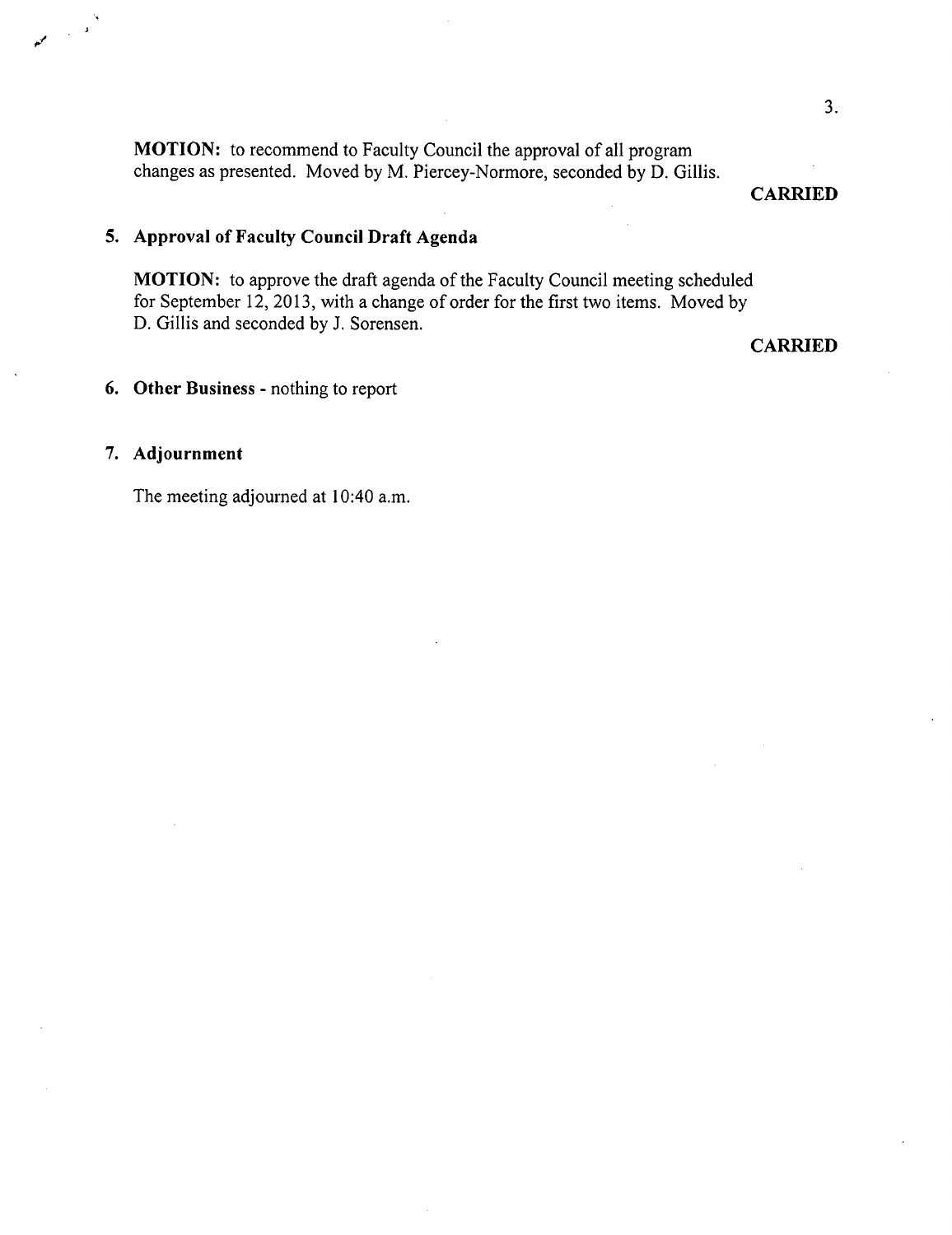**MOTION:** to recommend to Faculty Council the approval of all program changes as presented. Moved by M. Piercey-Normore, seconded by D. Gillis.

**CARRIED**

**5. Approval of Faculty Council Draft Agenda**

**MOTION:** to approve the draft agenda of the Faculty Council meeting scheduled for September 12, 2013, with a change of order for the first two items. Moved by D. Gillis and seconded by J. Sorensen.

**CARRIED**

**6. Other Business** - nothing to report

**7. Adjournment**

The meeting adjourned at 10:40 a.m.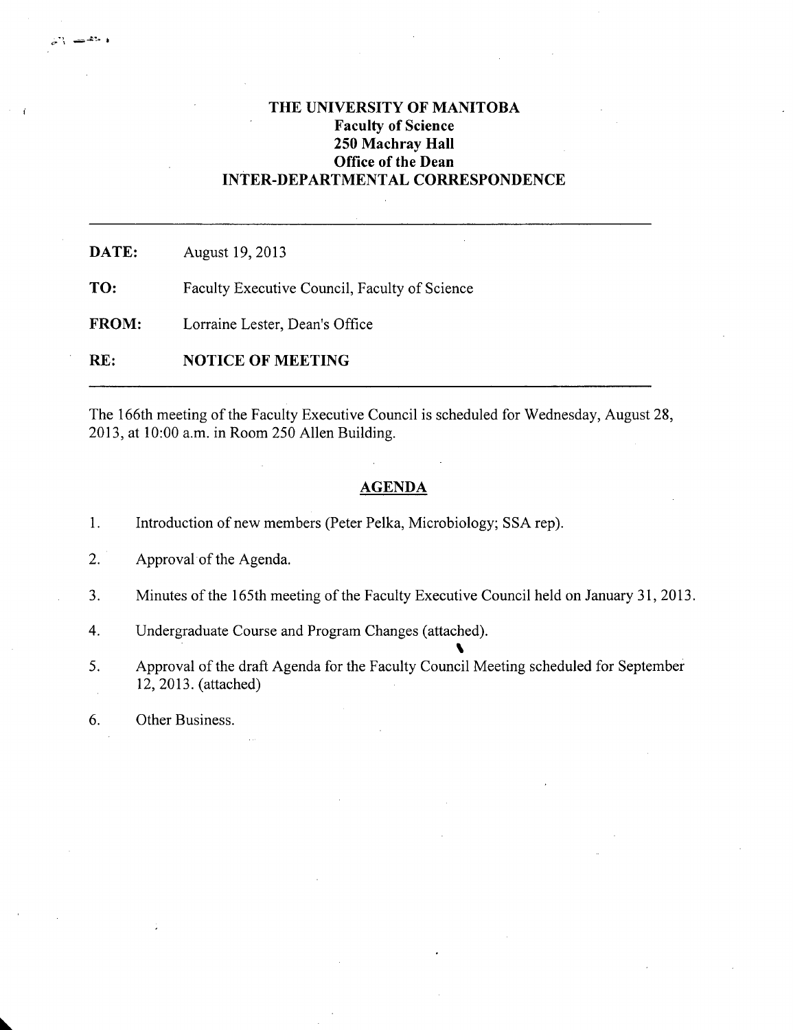**THE UNIVERSITY OF MANITOBA**
**Faculty of Science**
**250 Machray Hall**
**Office of the Dean**
**INTER-DEPARTMENTAL CORRESPONDENCE**

---

**DATE:** August 19, 2013

**TO:** Faculty Executive Council, Faculty of Science

**FROM:** Lorraine Lester, Dean's Office

**RE:** **NOTICE OF MEETING**

---

The 166th meeting of the Faculty Executive Council is scheduled for Wednesday, August 28, 2013, at 10:00 a.m. in Room 250 Allen Building.

## AGENDA

1. Introduction of new members (Peter Pelka, Microbiology; SSA rep).
2. Approval of the Agenda.
3. Minutes of the 165th meeting of the Faculty Executive Council held on January 31, 2013.
4. Undergraduate Course and Program Changes (attached).
5. Approval of the draft Agenda for the Faculty Council Meeting scheduled for September 12, 2013. (attached)
6. Other Business.